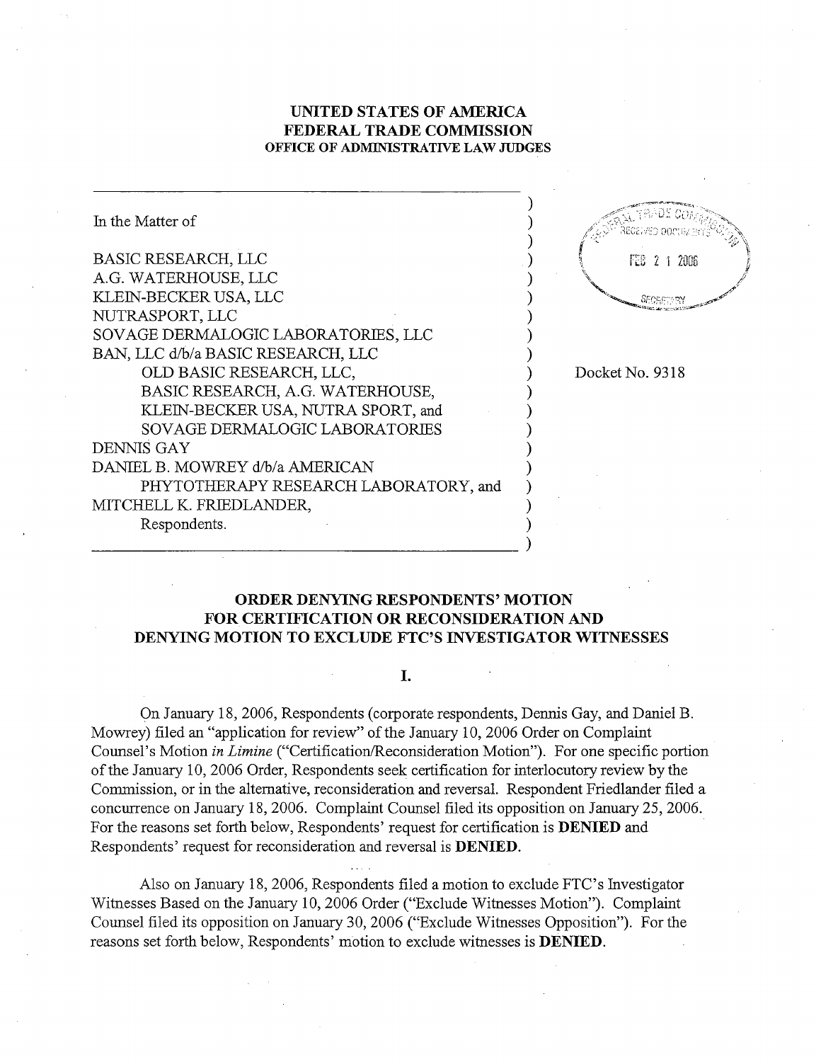# UNITED STATES OF AMERICA
# FEDERAL TRADE COMMISSION
## OFFICE OF ADMINISTRATIVE LAW JUDGES

In the Matter of

BASIC RESEARCH, LLC
A.G. WATERHOUSE, LLC
KLEIN-BECKER USA, LLC
NUTRASPORT, LLC
SOVAGE DERMALOGIC LABORATORIES, LLC
BAN, LLC d/b/a BASIC RESEARCH, LLC
OLD BASIC RESEARCH, LLC,
BASIC RESEARCH, A.G. WATERHOUSE,
KLEIN-BECKER USA, NUTRA SPORT, and
SOVAGE DERMALOGIC LABORATORIES
DENNIS GAY
DANIEL B. MOWREY d/b/a AMERICAN
PHYTOTHERAPY RESEARCH LABORATORY, and
MITCHELL K. FRIEDLANDER,
Respondents.

Docket No. 9318

FEDERAL TRADE COMMISSION RECEIVED DOCUMENTS FEB 21 2006 SECRETARY

## ORDER DENYING RESPONDENTS' MOTION FOR CERTIFICATION OR RECONSIDERATION AND DENYING MOTION TO EXCLUDE FTC'S INVESTIGATOR WITNESSES

### I.

On January 18, 2006, Respondents (corporate respondents, Dennis Gay, and Daniel B. Mowrey) filed an "application for review" of the January 10, 2006 Order on Complaint Counsel's Motion *in Limine* ("Certification/Reconsideration Motion"). For one specific portion of the January 10, 2006 Order, Respondents seek certification for interlocutory review by the Commission, or in the alternative, reconsideration and reversal. Respondent Friedlander filed a concurrence on January 18, 2006. Complaint Counsel filed its opposition on January 25, 2006. For the reasons set forth below, Respondents' request for certification is **DENIED** and Respondents' request for reconsideration and reversal is **DENIED**.

Also on January 18, 2006, Respondents filed a motion to exclude FTC's Investigator Witnesses Based on the January 10, 2006 Order ("Exclude Witnesses Motion"). Complaint Counsel filed its opposition on January 30, 2006 ("Exclude Witnesses Opposition"). For the reasons set forth below, Respondents' motion to exclude witnesses is **DENIED**.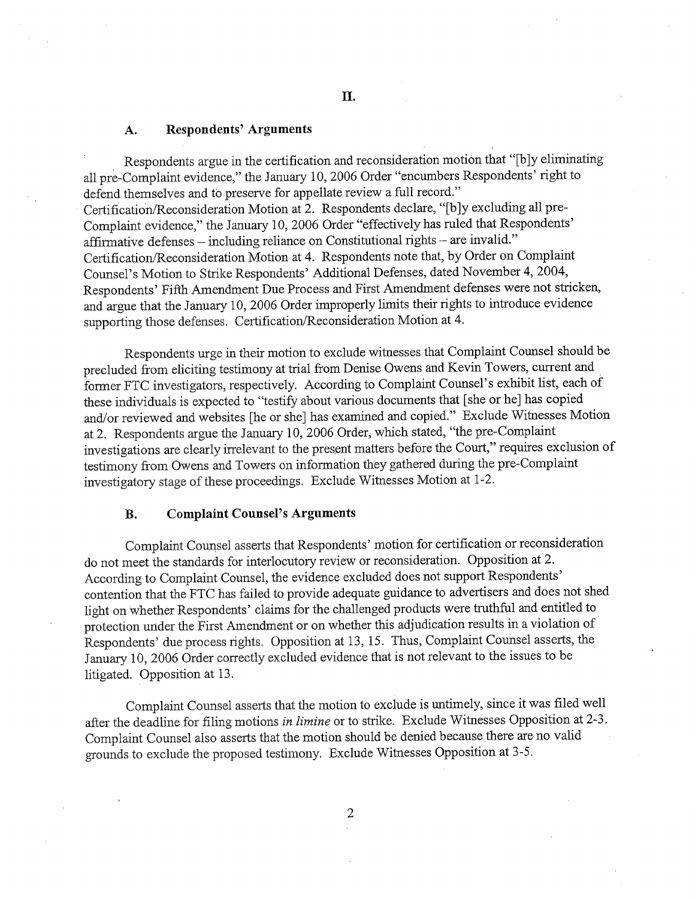## II.

### A. Respondents' Arguments

Respondents argue in the certification and reconsideration motion that "[b]y eliminating all pre-Complaint evidence," the January 10, 2006 Order "encumbers Respondents' right to defend themselves and to preserve for appellate review a full record." Certification/Reconsideration Motion at 2. Respondents declare, "[b]y excluding all pre-Complaint evidence," the January 10, 2006 Order "effectively has ruled that Respondents' affirmative defenses – including reliance on Constitutional rights – are invalid." Certification/Reconsideration Motion at 4. Respondents note that, by Order on Complaint Counsel's Motion to Strike Respondents' Additional Defenses, dated November 4, 2004, Respondents' Fifth Amendment Due Process and First Amendment defenses were not stricken, and argue that the January 10, 2006 Order improperly limits their rights to introduce evidence supporting those defenses. Certification/Reconsideration Motion at 4.

Respondents urge in their motion to exclude witnesses that Complaint Counsel should be precluded from eliciting testimony at trial from Denise Owens and Kevin Towers, current and former FTC investigators, respectively. According to Complaint Counsel's exhibit list, each of these individuals is expected to "testify about various documents that [she or he] has copied and/or reviewed and websites [he or she] has examined and copied." Exclude Witnesses Motion at 2. Respondents argue the January 10, 2006 Order, which stated, "the pre-Complaint investigations are clearly irrelevant to the present matters before the Court," requires exclusion of testimony from Owens and Towers on information they gathered during the pre-Complaint investigatory stage of these proceedings. Exclude Witnesses Motion at 1-2.

### B. Complaint Counsel's Arguments

Complaint Counsel asserts that Respondents' motion for certification or reconsideration do not meet the standards for interlocutory review or reconsideration. Opposition at 2. According to Complaint Counsel, the evidence excluded does not support Respondents' contention that the FTC has failed to provide adequate guidance to advertisers and does not shed light on whether Respondents' claims for the challenged products were truthful and entitled to protection under the First Amendment or on whether this adjudication results in a violation of Respondents' due process rights. Opposition at 13, 15. Thus, Complaint Counsel asserts, the January 10, 2006 Order correctly excluded evidence that is not relevant to the issues to be litigated. Opposition at 13.

Complaint Counsel asserts that the motion to exclude is untimely, since it was filed well after the deadline for filing motions *in limine* or to strike. Exclude Witnesses Opposition at 2-3. Complaint Counsel also asserts that the motion should be denied because there are no valid grounds to exclude the proposed testimony. Exclude Witnesses Opposition at 3-5.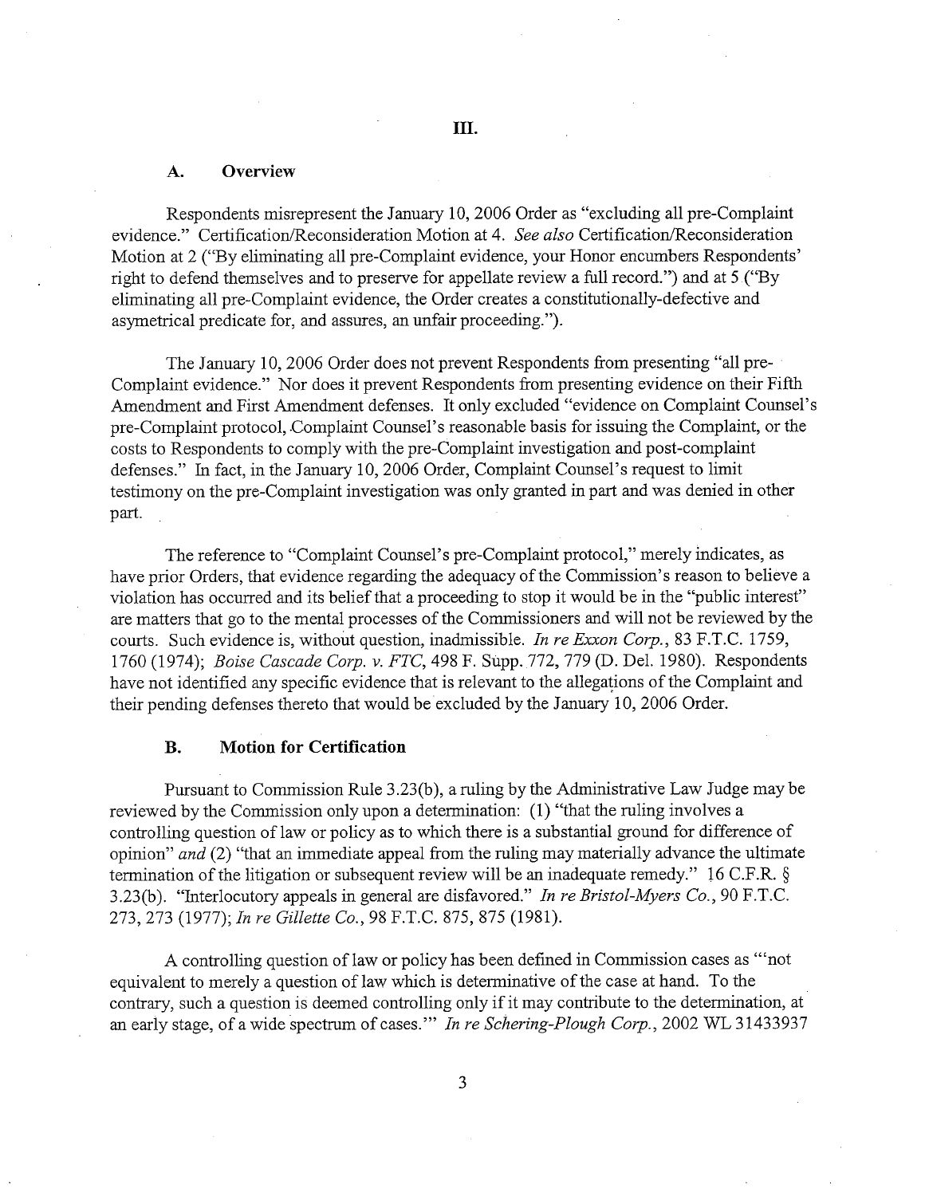## III.

### A. Overview

Respondents misrepresent the January 10, 2006 Order as "excluding all pre-Complaint evidence." Certification/Reconsideration Motion at 4. *See also* Certification/Reconsideration Motion at 2 ("By eliminating all pre-Complaint evidence, your Honor encumbers Respondents' right to defend themselves and to preserve for appellate review a full record.") and at 5 ("By eliminating all pre-Complaint evidence, the Order creates a constitutionally-defective and asymetrical predicate for, and assures, an unfair proceeding.").

The January 10, 2006 Order does not prevent Respondents from presenting "all pre-Complaint evidence." Nor does it prevent Respondents from presenting evidence on their Fifth Amendment and First Amendment defenses. It only excluded "evidence on Complaint Counsel's pre-Complaint protocol, Complaint Counsel's reasonable basis for issuing the Complaint, or the costs to Respondents to comply with the pre-Complaint investigation and post-complaint defenses." In fact, in the January 10, 2006 Order, Complaint Counsel's request to limit testimony on the pre-Complaint investigation was only granted in part and was denied in other part.

The reference to "Complaint Counsel's pre-Complaint protocol," merely indicates, as have prior Orders, that evidence regarding the adequacy of the Commission's reason to believe a violation has occurred and its belief that a proceeding to stop it would be in the "public interest" are matters that go to the mental processes of the Commissioners and will not be reviewed by the courts. Such evidence is, without question, inadmissible. *In re Exxon Corp.*, 83 F.T.C. 1759, 1760 (1974); *Boise Cascade Corp. v. FTC*, 498 F. Supp. 772, 779 (D. Del. 1980). Respondents have not identified any specific evidence that is relevant to the allegations of the Complaint and their pending defenses thereto that would be excluded by the January 10, 2006 Order.

### B. Motion for Certification

Pursuant to Commission Rule 3.23(b), a ruling by the Administrative Law Judge may be reviewed by the Commission only upon a determination: (1) "that the ruling involves a controlling question of law or policy as to which there is a substantial ground for difference of opinion" *and* (2) "that an immediate appeal from the ruling may materially advance the ultimate termination of the litigation or subsequent review will be an inadequate remedy." 16 C.F.R. § 3.23(b). "Interlocutory appeals in general are disfavored." *In re Bristol-Myers Co.*, 90 F.T.C. 273, 273 (1977); *In re Gillette Co.*, 98 F.T.C. 875, 875 (1981).

A controlling question of law or policy has been defined in Commission cases as "'not equivalent to merely a question of law which is determinative of the case at hand. To the contrary, such a question is deemed controlling only if it may contribute to the determination, at an early stage, of a wide spectrum of cases.'" *In re Schering-Plough Corp.*, 2002 WL 31433937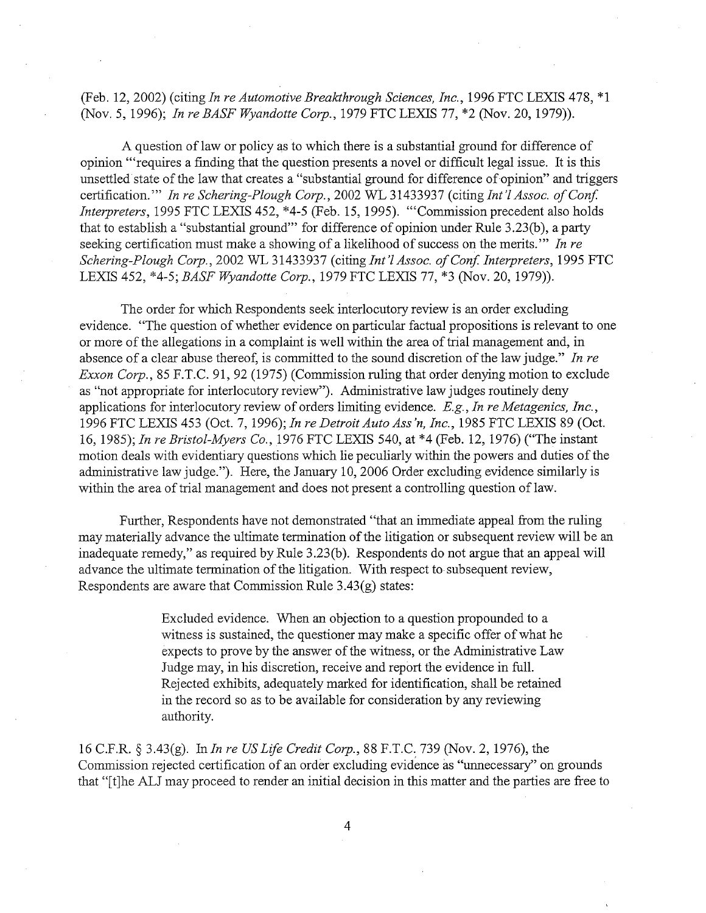(Feb. 12, 2002) (citing *In re Automotive Breakthrough Sciences, Inc.*, 1996 FTC LEXIS 478, *1 (Nov. 5, 1996); *In re BASF Wyandotte Corp.*, 1979 FTC LEXIS 77, *2 (Nov. 20, 1979)).

A question of law or policy as to which there is a substantial ground for difference of opinion "'requires a finding that the question presents a novel or difficult legal issue. It is this unsettled state of the law that creates a "substantial ground for difference of opinion" and triggers certification.'" *In re Schering-Plough Corp.*, 2002 WL 31433937 (citing *Int'l Assoc. of Conf. Interpreters*, 1995 FTC LEXIS 452, *4-5 (Feb. 15, 1995). "'Commission precedent also holds that to establish a "substantial ground"' for difference of opinion under Rule 3.23(b), a party seeking certification must make a showing of a likelihood of success on the merits.'" *In re Schering-Plough Corp.*, 2002 WL 31433937 (citing *Int'l Assoc. of Conf. Interpreters*, 1995 FTC LEXIS 452, *4-5; *BASF Wyandotte Corp.*, 1979 FTC LEXIS 77, *3 (Nov. 20, 1979)).

The order for which Respondents seek interlocutory review is an order excluding evidence. "The question of whether evidence on particular factual propositions is relevant to one or more of the allegations in a complaint is well within the area of trial management and, in absence of a clear abuse thereof, is committed to the sound discretion of the law judge." *In re Exxon Corp.*, 85 F.T.C. 91, 92 (1975) (Commission ruling that order denying motion to exclude as "not appropriate for interlocutory review"). Administrative law judges routinely deny applications for interlocutory review of orders limiting evidence. *E.g.*, *In re Metagenics, Inc.*, 1996 FTC LEXIS 453 (Oct. 7, 1996); *In re Detroit Auto Ass'n, Inc.*, 1985 FTC LEXIS 89 (Oct. 16, 1985); *In re Bristol-Myers Co.*, 1976 FTC LEXIS 540, at *4 (Feb. 12, 1976) ("The instant motion deals with evidentiary questions which lie peculiarly within the powers and duties of the administrative law judge."). Here, the January 10, 2006 Order excluding evidence similarly is within the area of trial management and does not present a controlling question of law.

Further, Respondents have not demonstrated "that an immediate appeal from the ruling may materially advance the ultimate termination of the litigation or subsequent review will be an inadequate remedy," as required by Rule 3.23(b). Respondents do not argue that an appeal will advance the ultimate termination of the litigation. With respect to subsequent review, Respondents are aware that Commission Rule 3.43(g) states:

> Excluded evidence. When an objection to a question propounded to a witness is sustained, the questioner may make a specific offer of what he expects to prove by the answer of the witness, or the Administrative Law Judge may, in his discretion, receive and report the evidence in full. Rejected exhibits, adequately marked for identification, shall be retained in the record so as to be available for consideration by any reviewing authority.

16 C.F.R. § 3.43(g). In *In re US Life Credit Corp.*, 88 F.T.C. 739 (Nov. 2, 1976), the Commission rejected certification of an order excluding evidence as "unnecessary" on grounds that "[t]he ALJ may proceed to render an initial decision in this matter and the parties are free to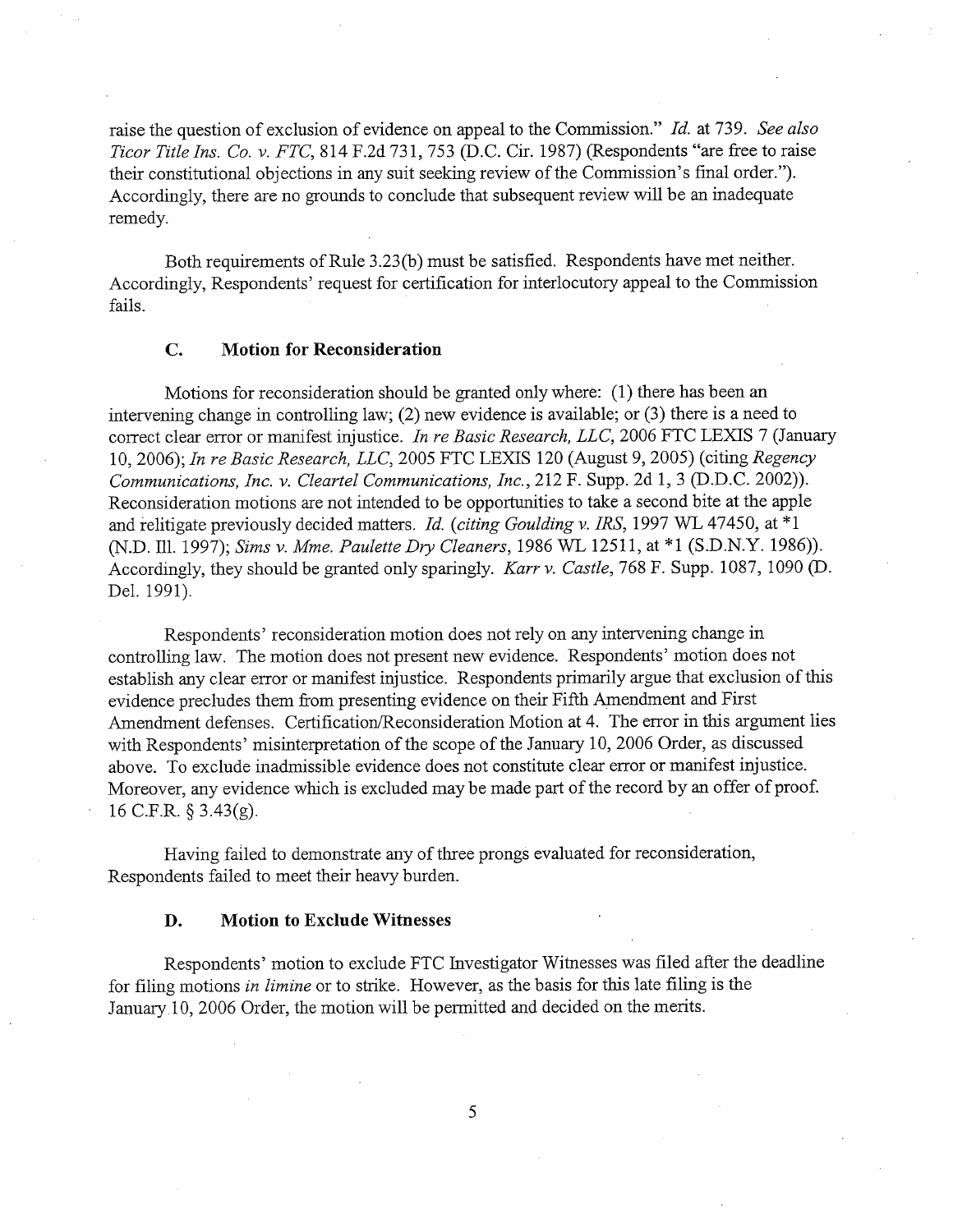raise the question of exclusion of evidence on appeal to the Commission." *Id.* at 739. *See also Ticor Title Ins. Co. v. FTC*, 814 F.2d 731, 753 (D.C. Cir. 1987) (Respondents "are free to raise their constitutional objections in any suit seeking review of the Commission's final order."). Accordingly, there are no grounds to conclude that subsequent review will be an inadequate remedy.

Both requirements of Rule 3.23(b) must be satisfied. Respondents have met neither. Accordingly, Respondents' request for certification for interlocutory appeal to the Commission fails.

### C. Motion for Reconsideration

Motions for reconsideration should be granted only where: (1) there has been an intervening change in controlling law; (2) new evidence is available; or (3) there is a need to correct clear error or manifest injustice. *In re Basic Research, LLC*, 2006 FTC LEXIS 7 (January 10, 2006); *In re Basic Research, LLC*, 2005 FTC LEXIS 120 (August 9, 2005) (citing *Regency Communications, Inc. v. Cleartel Communications, Inc.*, 212 F. Supp. 2d 1, 3 (D.D.C. 2002)). Reconsideration motions are not intended to be opportunities to take a second bite at the apple and relitigate previously decided matters. *Id.* (*citing Goulding v. IRS*, 1997 WL 47450, at *1 (N.D. Ill. 1997); *Sims v. Mme. Paulette Dry Cleaners*, 1986 WL 12511, at *1 (S.D.N.Y. 1986)). Accordingly, they should be granted only sparingly. *Karr v. Castle*, 768 F. Supp. 1087, 1090 (D. Del. 1991).

Respondents' reconsideration motion does not rely on any intervening change in controlling law. The motion does not present new evidence. Respondents' motion does not establish any clear error or manifest injustice. Respondents primarily argue that exclusion of this evidence precludes them from presenting evidence on their Fifth Amendment and First Amendment defenses. Certification/Reconsideration Motion at 4. The error in this argument lies with Respondents' misinterpretation of the scope of the January 10, 2006 Order, as discussed above. To exclude inadmissible evidence does not constitute clear error or manifest injustice. Moreover, any evidence which is excluded may be made part of the record by an offer of proof. 16 C.F.R. § 3.43(g).

Having failed to demonstrate any of three prongs evaluated for reconsideration, Respondents failed to meet their heavy burden.

### D. Motion to Exclude Witnesses

Respondents' motion to exclude FTC Investigator Witnesses was filed after the deadline for filing motions *in limine* or to strike. However, as the basis for this late filing is the January 10, 2006 Order, the motion will be permitted and decided on the merits.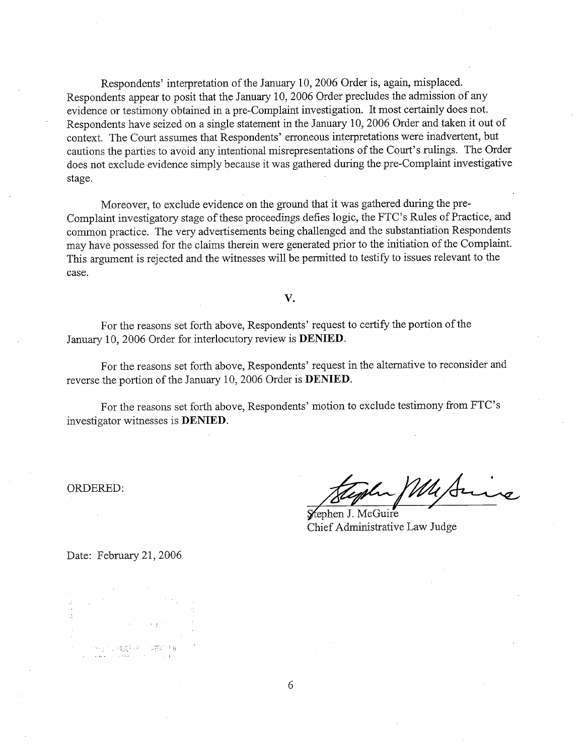Respondents' interpretation of the January 10, 2006 Order is, again, misplaced. Respondents appear to posit that the January 10, 2006 Order precludes the admission of any evidence or testimony obtained in a pre-Complaint investigation. It most certainly does not. Respondents have seized on a single statement in the January 10, 2006 Order and taken it out of context. The Court assumes that Respondents' erroneous interpretations were inadvertent, but cautions the parties to avoid any intentional misrepresentations of the Court's rulings. The Order does not exclude evidence simply because it was gathered during the pre-Complaint investigative stage.

Moreover, to exclude evidence on the ground that it was gathered during the pre-Complaint investigatory stage of these proceedings defies logic, the FTC's Rules of Practice, and common practice. The very advertisements being challenged and the substantiation Respondents may have possessed for the claims therein were generated prior to the initiation of the Complaint. This argument is rejected and the witnesses will be permitted to testify to issues relevant to the case.

## V.

For the reasons set forth above, Respondents' request to certify the portion of the January 10, 2006 Order for interlocutory review is **DENIED**.

For the reasons set forth above, Respondents' request in the alternative to reconsider and reverse the portion of the January 10, 2006 Order is **DENIED**.

For the reasons set forth above, Respondents' motion to exclude testimony from FTC's investigator witnesses is **DENIED**.

ORDERED:

Stephen J. McGuire
Chief Administrative Law Judge

Date: February 21, 2006